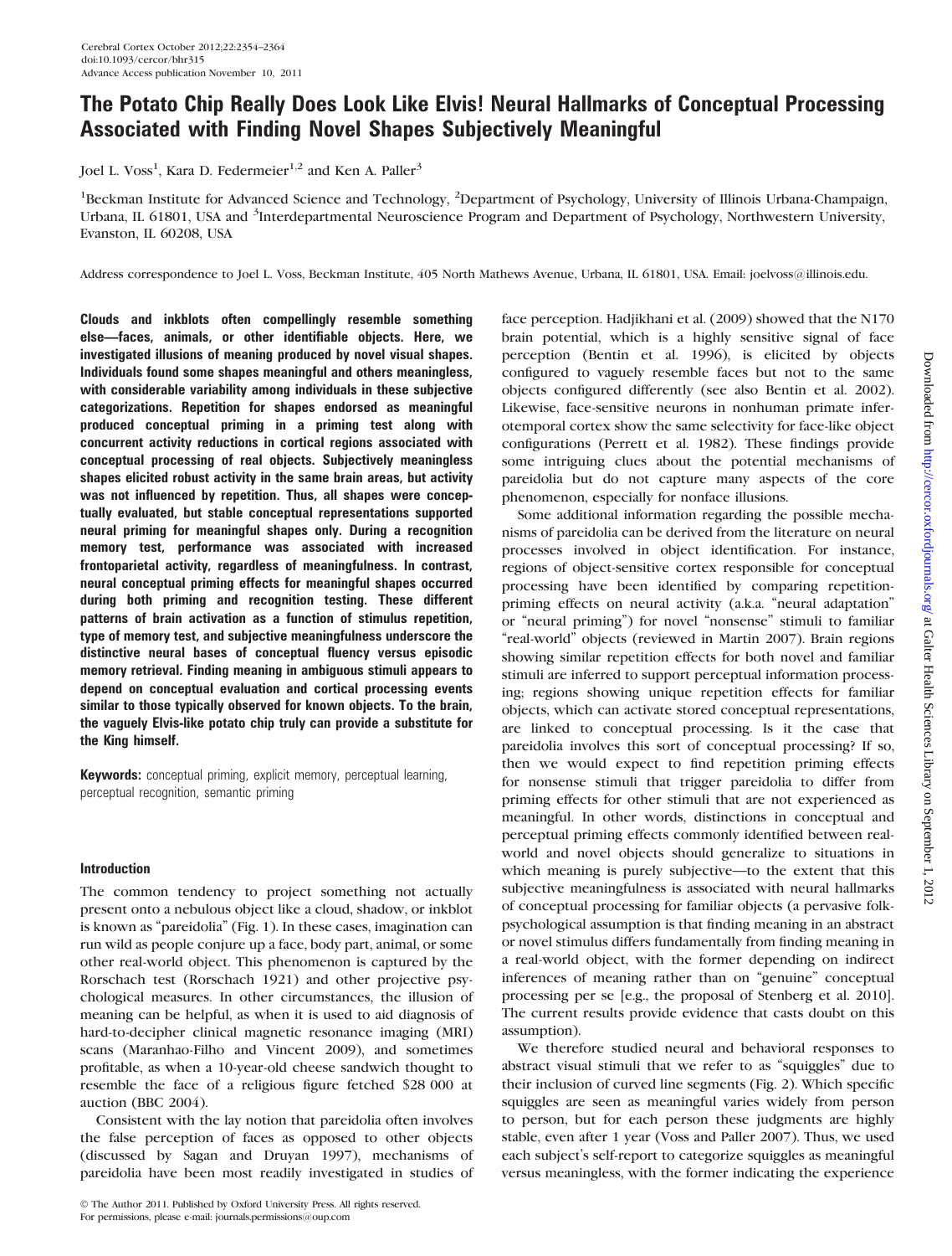# The Potato Chip Really Does Look Like Elvis! Neural Hallmarks of Conceptual Processing Associated with Finding Novel Shapes Subjectively Meaningful

Joel L. Voss[1], Kara D. Federmeier[1,2] and Ken A. Paller[3]

[1]Beckman Institute for Advanced Science and Technology, [2]Department of Psychology, University of Illinois Urbana-Champaign, Urbana, IL 61801, USA and [3]Interdepartmental Neuroscience Program and Department of Psychology, Northwestern University, Evanston, IL 60208, USA

Address correspondence to Joel L. Voss, Beckman Institute, 405 North Mathews Avenue, Urbana, IL 61801, USA. Email: joelvoss@illinois.edu.

**Clouds and inkblots often compellingly resemble something else—faces, animals, or other identifiable objects. Here, we investigated illusions of meaning produced by novel visual shapes. Individuals found some shapes meaningful and others meaningless, with considerable variability among individuals in these subjective categorizations. Repetition for shapes endorsed as meaningful produced conceptual priming in a priming test along with concurrent activity reductions in cortical regions associated with conceptual processing of real objects. Subjectively meaningless shapes elicited robust activity in the same brain areas, but activity was not influenced by repetition. Thus, all shapes were conceptually evaluated, but stable conceptual representations supported neural priming for meaningful shapes only. During a recognition memory test, performance was associated with increased frontoparietal activity, regardless of meaningfulness. In contrast, neural conceptual priming effects for meaningful shapes occurred during both priming and recognition testing. These different patterns of brain activation as a function of stimulus repetition, type of memory test, and subjective meaningfulness underscore the distinctive neural bases of conceptual fluency versus episodic memory retrieval. Finding meaning in ambiguous stimuli appears to depend on conceptual evaluation and cortical processing events similar to those typically observed for known objects. To the brain, the vaguely Elvis-like potato chip truly can provide a substitute for the King himself.**

**Keywords:** conceptual priming, explicit memory, perceptual learning, perceptual recognition, semantic priming

## Introduction

The common tendency to project something not actually present onto a nebulous object like a cloud, shadow, or inkblot is known as "pareidolia" (Fig. 1). In these cases, imagination can run wild as people conjure up a face, body part, animal, or some other real-world object. This phenomenon is captured by the Rorschach test (Rorschach 1921) and other projective psychological measures. In other circumstances, the illusion of meaning can be helpful, as when it is used to aid diagnosis of hard-to-decipher clinical magnetic resonance imaging (MRI) scans (Maranhao-Filho and Vincent 2009), and sometimes profitable, as when a 10-year-old cheese sandwich thought to resemble the face of a religious figure fetched $28 000 at auction (BBC 2004).

Consistent with the lay notion that pareidolia often involves the false perception of faces as opposed to other objects (discussed by Sagan and Druyan 1997), mechanisms of pareidolia have been most readily investigated in studies of face perception. Hadjikhani et al. (2009) showed that the N170 brain potential, which is a highly sensitive signal of face perception (Bentin et al. 1996), is elicited by objects configured to vaguely resemble faces but not to the same objects configured differently (see also Bentin et al. 2002). Likewise, face-sensitive neurons in nonhuman primate inferotemporal cortex show the same selectivity for face-like object configurations (Perrett et al. 1982). These findings provide some intriguing clues about the potential mechanisms of pareidolia but do not capture many aspects of the core phenomenon, especially for nonface illusions.

Some additional information regarding the possible mechanisms of pareidolia can be derived from the literature on neural processes involved in object identification. For instance, regions of object-sensitive cortex responsible for conceptual processing have been identified by comparing repetition-priming effects on neural activity (a.k.a. "neural adaptation" or "neural priming") for novel "nonsense" stimuli to familiar "real-world" objects (reviewed in Martin 2007). Brain regions showing similar repetition effects for both novel and familiar stimuli are inferred to support perceptual information processing; regions showing unique repetition effects for familiar objects, which can activate stored conceptual representations, are linked to conceptual processing. Is it the case that pareidolia involves this sort of conceptual processing? If so, then we would expect to find repetition priming effects for nonsense stimuli that trigger pareidolia to differ from priming effects for other stimuli that are not experienced as meaningful. In other words, distinctions in conceptual and perceptual priming effects commonly identified between real-world and novel objects should generalize to situations in which meaning is purely subjective—to the extent that this subjective meaningfulness is associated with neural hallmarks of conceptual processing for familiar objects (a pervasive folk-psychological assumption is that finding meaning in an abstract or novel stimulus differs fundamentally from finding meaning in a real-world object, with the former depending on indirect inferences of meaning rather than on "genuine" conceptual processing per se [e.g., the proposal of Stenberg et al. 2010]. The current results provide evidence that casts doubt on this assumption).

We therefore studied neural and behavioral responses to abstract visual stimuli that we refer to as "squiggles" due to their inclusion of curved line segments (Fig. 2). Which specific squiggles are seen as meaningful varies widely from person to person, but for each person these judgments are highly stable, even after 1 year (Voss and Paller 2007). Thus, we used each subject's self-report to categorize squiggles as meaningful versus meaningless, with the former indicating the experience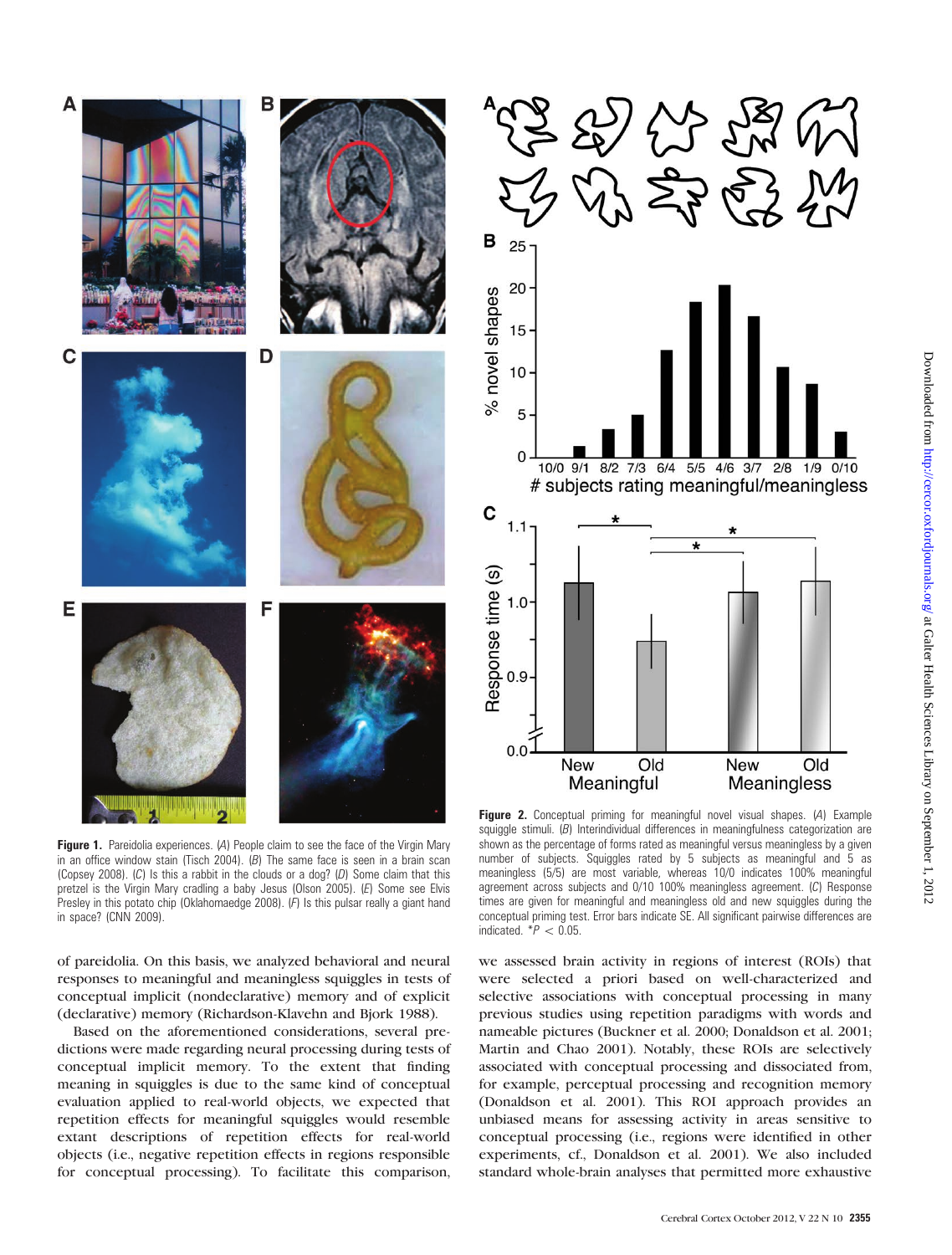**Figure 1.** Pareidolia experiences. (*A*) People claim to see the face of the Virgin Mary in an office window stain (Tisch 2004). (*B*) The same face is seen in a brain scan (Copsey 2008). (*C*) Is this a rabbit in the clouds or a dog? (*D*) Some claim that this pretzel is the Virgin Mary cradling a baby Jesus (Olson 2005). (*E*) Some see Elvis Presley in this potato chip (Oklahomaedge 2008). (*F*) Is this pulsar really a giant hand in space? (CNN 2009).

**Figure 2.** Conceptual priming for meaningful novel visual shapes. (*A*) Example squiggle stimuli. (*B*) Interindividual differences in meaningfulness categorization are shown as the percentage of forms rated as meaningful versus meaningless by a given number of subjects. Squiggles rated by 5 subjects as meaningful and 5 as meaningless (5/5) are most variable, whereas 10/0 indicates 100% meaningful agreement across subjects and 0/10 100% meaningless agreement. (*C*) Response times are given for meaningful and meaningless old and new squiggles during the conceptual priming test. Error bars indicate SE. All significant pairwise differences are indicated. $^{*}P < 0.05$.

of pareidolia. On this basis, we analyzed behavioral and neural responses to meaningful and meaningless squiggles in tests of conceptual implicit (nondeclarative) memory and of explicit (declarative) memory (Richardson-Klavehn and Bjork 1988).

Based on the aforementioned considerations, several predictions were made regarding neural processing during tests of conceptual implicit memory. To the extent that finding meaning in squiggles is due to the same kind of conceptual evaluation applied to real-world objects, we expected that repetition effects for meaningful squiggles would resemble extant descriptions of repetition effects for real-world objects (i.e., negative repetition effects in regions responsible for conceptual processing). To facilitate this comparison, we assessed brain activity in regions of interest (ROIs) that were selected a priori based on well-characterized and selective associations with conceptual processing in many previous studies using repetition paradigms with words and nameable pictures (Buckner et al. 2000; Donaldson et al. 2001; Martin and Chao 2001). Notably, these ROIs are selectively associated with conceptual processing and dissociated from, for example, perceptual processing and recognition memory (Donaldson et al. 2001). This ROI approach provides an unbiased means for assessing activity in areas sensitive to conceptual processing (i.e., regions were identified in other experiments, cf., Donaldson et al. 2001). We also included standard whole-brain analyses that permitted more exhaustive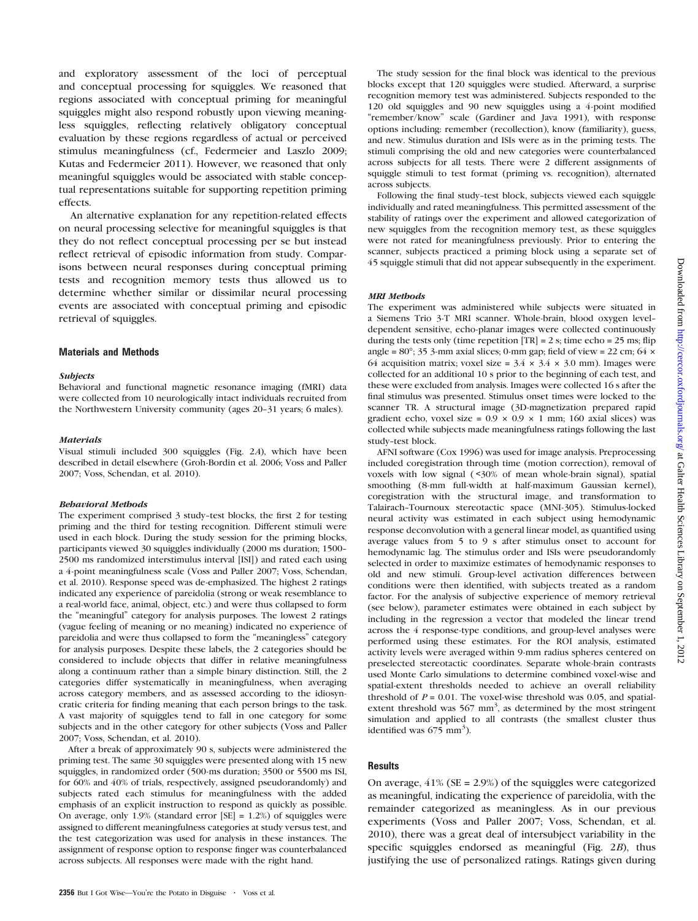and exploratory assessment of the loci of perceptual and conceptual processing for squiggles. We reasoned that regions associated with conceptual priming for meaningful squiggles might also respond robustly upon viewing meaningless squiggles, reflecting relatively obligatory conceptual evaluation by these regions regardless of actual or perceived stimulus meaningfulness (cf., Federmeier and Laszlo 2009; Kutas and Federmeier 2011). However, we reasoned that only meaningful squiggles would be associated with stable conceptual representations suitable for supporting repetition priming effects.

An alternative explanation for any repetition-related effects on neural processing selective for meaningful squiggles is that they do not reflect conceptual processing per se but instead reflect retrieval of episodic information from study. Comparisons between neural responses during conceptual priming tests and recognition memory tests thus allowed us to determine whether similar or dissimilar neural processing events are associated with conceptual priming and episodic retrieval of squiggles.

## Materials and Methods

### *Subjects*

Behavioral and functional magnetic resonance imaging (fMRI) data were collected from 10 neurologically intact individuals recruited from the Northwestern University community (ages 20–31 years; 6 males).

### *Materials*

Visual stimuli included 300 squiggles (Fig. 2*A*), which have been described in detail elsewhere (Groh-Bordin et al. 2006; Voss and Paller 2007; Voss, Schendan, et al. 2010).

### *Behavioral Methods*

The experiment comprised 3 study–test blocks, the first 2 for testing priming and the third for testing recognition. Different stimuli were used in each block. During the study session for the priming blocks, participants viewed 30 squiggles individually (2000 ms duration; 1500–2500 ms randomized interstimulus interval [ISI]) and rated each using a 4-point meaningfulness scale (Voss and Paller 2007; Voss, Schendan, et al. 2010). Response speed was de-emphasized. The highest 2 ratings indicated any experience of pareidolia (strong or weak resemblance to a real-world face, animal, object, etc.) and were thus collapsed to form the "meaningful" category for analysis purposes. The lowest 2 ratings (vague feeling of meaning or no meaning) indicated no experience of pareidolia and were thus collapsed to form the "meaningless" category for analysis purposes. Despite these labels, the 2 categories should be considered to include objects that differ in relative meaningfulness along a continuum rather than a simple binary distinction. Still, the 2 categories differ systematically in meaningfulness, when averaging across category members, and as assessed according to the idiosyncratic criteria for finding meaning that each person brings to the task. A vast majority of squiggles tend to fall in one category for some subjects and in the other category for other subjects (Voss and Paller 2007; Voss, Schendan, et al. 2010).

After a break of approximately 90 s, subjects were administered the priming test. The same 30 squiggles were presented along with 15 new squiggles, in randomized order (500-ms duration; 3500 or 5500 ms ISI, for 60% and 40% of trials, respectively, assigned pseudorandomly) and subjects rated each stimulus for meaningfulness with the added emphasis of an explicit instruction to respond as quickly as possible. On average, only 1.9% (standard error [SE] = 1.2%) of squiggles were assigned to different meaningfulness categories at study versus test, and the test categorization was used for analysis in these instances. The assignment of response option to response finger was counterbalanced across subjects. All responses were made with the right hand.

The study session for the final block was identical to the previous blocks except that 120 squiggles were studied. Afterward, a surprise recognition memory test was administered. Subjects responded to the 120 old squiggles and 90 new squiggles using a 4-point modified "remember/know" scale (Gardiner and Java 1991), with response options including: remember (recollection), know (familiarity), guess, and new. Stimulus duration and ISIs were as in the priming tests. The stimuli comprising the old and new categories were counterbalanced across subjects for all tests. There were 2 different assignments of squiggle stimuli to test format (priming vs. recognition), alternated across subjects.

Following the final study–test block, subjects viewed each squiggle individually and rated meaningfulness. This permitted assessment of the stability of ratings over the experiment and allowed categorization of new squiggles from the recognition memory test, as these squiggles were not rated for meaningfulness previously. Prior to entering the scanner, subjects practiced a priming block using a separate set of 45 squiggle stimuli that did not appear subsequently in the experiment.

### *MRI Methods*

The experiment was administered while subjects were situated in a Siemens Trio 3-T MRI scanner. Whole-brain, blood oxygen level–dependent sensitive, echo-planar images were collected continuously during the tests only (time repetition [TR] = 2 s; time echo = 25 ms; flip angle = 80°; 35 3-mm axial slices; 0-mm gap; field of view = 22 cm; 64 × 64 acquisition matrix; voxel size = 3.4 × 3.4 × 3.0 mm). Images were collected for an additional 10 s prior to the beginning of each test, and these were excluded from analysis. Images were collected 16 s after the final stimulus was presented. Stimulus onset times were locked to the scanner TR. A structural image (3D-magnetization prepared rapid gradient echo, voxel size = 0.9 × 0.9 × 1 mm; 160 axial slices) was collected while subjects made meaningfulness ratings following the last study–test block.

AFNI software (Cox 1996) was used for image analysis. Preprocessing included coregistration through time (motion correction), removal of voxels with low signal (<30% of mean whole-brain signal), spatial smoothing (8-mm full-width at half-maximum Gaussian kernel), coregistration with the structural image, and transformation to Talairach–Tournoux stereotactic space (MNI-305). Stimulus-locked neural activity was estimated in each subject using hemodynamic response deconvolution with a general linear model, as quantified using average values from 5 to 9 s after stimulus onset to account for hemodynamic lag. The stimulus order and ISIs were pseudorandomly selected in order to maximize estimates of hemodynamic responses to old and new stimuli. Group-level activation differences between conditions were then identified, with subjects treated as a random factor. For the analysis of subjective experience of memory retrieval (see below), parameter estimates were obtained in each subject by including in the regression a vector that modeled the linear trend across the 4 response-type conditions, and group-level analyses were performed using these estimates. For the ROI analysis, estimated activity levels were averaged within 9-mm radius spheres centered on preselected stereotactic coordinates. Separate whole-brain contrasts used Monte Carlo simulations to determine combined voxel-wise and spatial-extent thresholds needed to achieve an overall reliability threshold of $P = 0.01$. The voxel-wise threshold was 0.05, and spatial-extent threshold was 567 mm$^3$, as determined by the most stringent simulation and applied to all contrasts (the smallest cluster thus identified was 675 mm$^3$).

## Results

On average, 41% (SE = 2.9%) of the squiggles were categorized as meaningful, indicating the experience of pareidolia, with the remainder categorized as meaningless. As in our previous experiments (Voss and Paller 2007; Voss, Schendan, et al. 2010), there was a great deal of intersubject variability in the specific squiggles endorsed as meaningful (Fig. 2*B*), thus justifying the use of personalized ratings. Ratings given during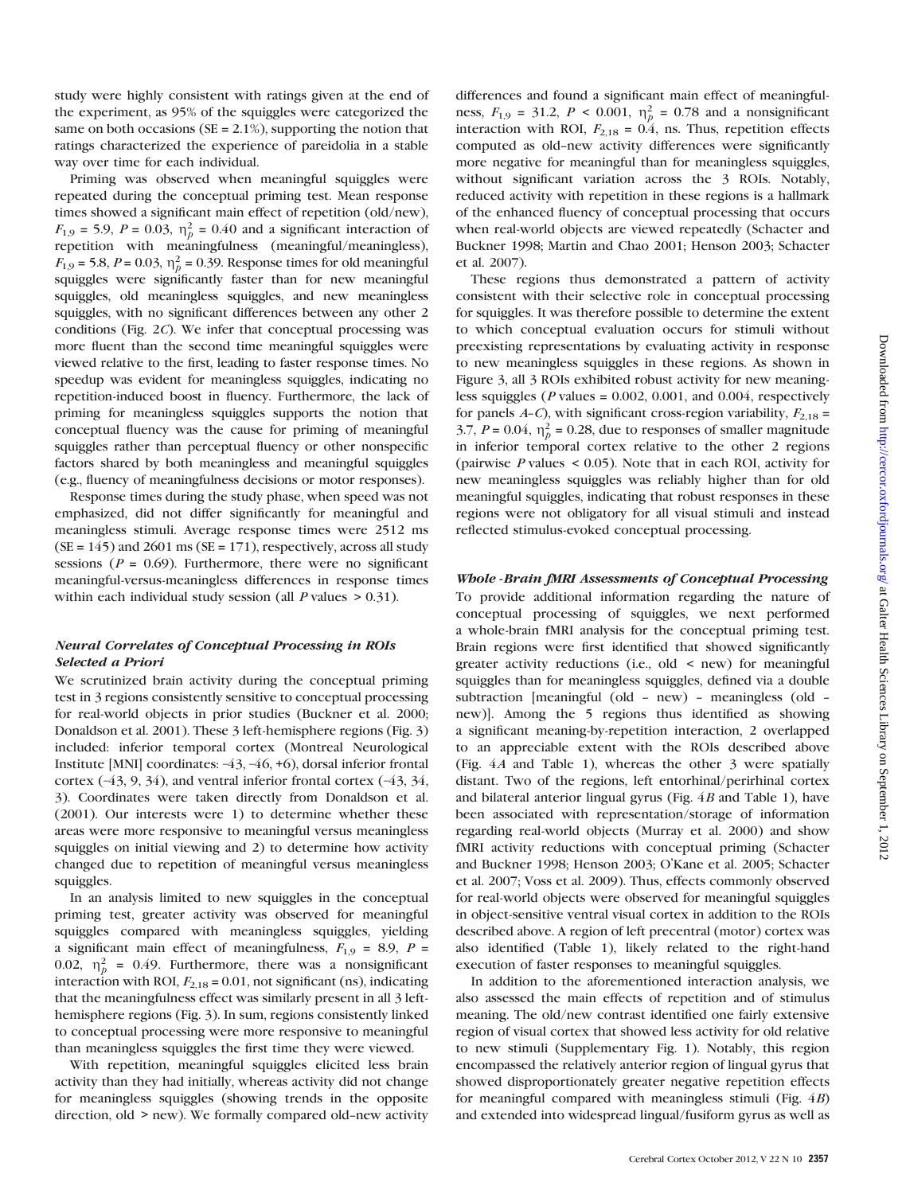study were highly consistent with ratings given at the end of the experiment, as 95% of the squiggles were categorized the same on both occasions (SE = 2.1%), supporting the notion that ratings characterized the experience of pareidolia in a stable way over time for each individual.

Priming was observed when meaningful squiggles were repeated during the conceptual priming test. Mean response times showed a significant main effect of repetition (old/new), $F_{1,9} = 5.9$, $P = 0.03$, $\eta_p^2 = 0.40$ and a significant interaction of repetition with meaningfulness (meaningful/meaningless), $F_{1,9} = 5.8$, $P = 0.03$, $\eta_p^2 = 0.39$. Response times for old meaningful squiggles were significantly faster than for new meaningful squiggles, old meaningless squiggles, and new meaningless squiggles, with no significant differences between any other 2 conditions (Fig. 2*C*). We infer that conceptual processing was more fluent than the second time meaningful squiggles were viewed relative to the first, leading to faster response times. No speedup was evident for meaningless squiggles, indicating no repetition-induced boost in fluency. Furthermore, the lack of priming for meaningless squiggles supports the notion that conceptual fluency was the cause for priming of meaningful squiggles rather than perceptual fluency or other nonspecific factors shared by both meaningless and meaningful squiggles (e.g., fluency of meaningfulness decisions or motor responses).

Response times during the study phase, when speed was not emphasized, did not differ significantly for meaningful and meaningless stimuli. Average response times were 2512 ms (SE = 145) and 2601 ms (SE = 171), respectively, across all study sessions ($P = 0.69$). Furthermore, there were no significant meaningful-versus-meaningless differences in response times within each individual study session (all $P$ values > 0.31).

### *Neural Correlates of Conceptual Processing in ROIs Selected a Priori*

We scrutinized brain activity during the conceptual priming test in 3 regions consistently sensitive to conceptual processing for real-world objects in prior studies (Buckner et al. 2000; Donaldson et al. 2001). These 3 left-hemisphere regions (Fig. 3) included: inferior temporal cortex (Montreal Neurological Institute [MNI] coordinates: −43, −46, +6), dorsal inferior frontal cortex (−43, 9, 34), and ventral inferior frontal cortex (−43, 34, 3). Coordinates were taken directly from Donaldson et al. (2001). Our interests were 1) to determine whether these areas were more responsive to meaningful versus meaningless squiggles on initial viewing and 2) to determine how activity changed due to repetition of meaningful versus meaningless squiggles.

In an analysis limited to new squiggles in the conceptual priming test, greater activity was observed for meaningful squiggles compared with meaningless squiggles, yielding a significant main effect of meaningfulness, $F_{1,9} = 8.9$, $P = 0.02$, $\eta_p^2 = 0.49$. Furthermore, there was a nonsignificant interaction with ROI, $F_{2,18} = 0.01$, not significant (ns), indicating that the meaningfulness effect was similarly present in all 3 left-hemisphere regions (Fig. 3). In sum, regions consistently linked to conceptual processing were more responsive to meaningful than meaningless squiggles the first time they were viewed.

With repetition, meaningful squiggles elicited less brain activity than they had initially, whereas activity did not change for meaningless squiggles (showing trends in the opposite direction, old > new). We formally compared old–new activity differences and found a significant main effect of meaningfulness, $F_{1,9} = 31.2$, $P < 0.001$, $\eta_p^2 = 0.78$ and a nonsignificant interaction with ROI, $F_{2,18} = 0.4$, ns. Thus, repetition effects computed as old–new activity differences were significantly more negative for meaningful than for meaningless squiggles, without significant variation across the 3 ROIs. Notably, reduced activity with repetition in these regions is a hallmark of the enhanced fluency of conceptual processing that occurs when real-world objects are viewed repeatedly (Schacter and Buckner 1998; Martin and Chao 2001; Henson 2003; Schacter et al. 2007).

These regions thus demonstrated a pattern of activity consistent with their selective role in conceptual processing for squiggles. It was therefore possible to determine the extent to which conceptual evaluation occurs for stimuli without preexisting representations by evaluating activity in response to new meaningless squiggles in these regions. As shown in Figure 3, all 3 ROIs exhibited robust activity for new meaningless squiggles ($P$ values = 0.002, 0.001, and 0.004, respectively for panels *A*–*C*), with significant cross-region variability, $F_{2,18} = 3.7$, $P = 0.04$, $\eta_p^2 = 0.28$, due to responses of smaller magnitude in inferior temporal cortex relative to the other 2 regions (pairwise $P$ values < 0.05). Note that in each ROI, activity for new meaningless squiggles was reliably higher than for old meaningful squiggles, indicating that robust responses in these regions were not obligatory for all visual stimuli and instead reflected stimulus-evoked conceptual processing.

### *Whole-Brain fMRI Assessments of Conceptual Processing*

To provide additional information regarding the nature of conceptual processing of squiggles, we next performed a whole-brain fMRI analysis for the conceptual priming test. Brain regions were first identified that showed significantly greater activity reductions (i.e., old < new) for meaningful squiggles than for meaningless squiggles, defined via a double subtraction [meaningful (old – new) – meaningless (old – new)]. Among the 5 regions thus identified as showing a significant meaning-by-repetition interaction, 2 overlapped to an appreciable extent with the ROIs described above (Fig. 4*A* and Table 1), whereas the other 3 were spatially distant. Two of the regions, left entorhinal/perirhinal cortex and bilateral anterior lingual gyrus (Fig. 4*B* and Table 1), have been associated with representation/storage of information regarding real-world objects (Murray et al. 2000) and show fMRI activity reductions with conceptual priming (Schacter and Buckner 1998; Henson 2003; O'Kane et al. 2005; Schacter et al. 2007; Voss et al. 2009). Thus, effects commonly observed for real-world objects were observed for meaningful squiggles in object-sensitive ventral visual cortex in addition to the ROIs described above. A region of left precentral (motor) cortex was also identified (Table 1), likely related to the right-hand execution of faster responses to meaningful squiggles.

In addition to the aforementioned interaction analysis, we also assessed the main effects of repetition and of stimulus meaning. The old/new contrast identified one fairly extensive region of visual cortex that showed less activity for old relative to new stimuli (Supplementary Fig. 1). Notably, this region encompassed the relatively anterior region of lingual gyrus that showed disproportionately greater negative repetition effects for meaningful compared with meaningless stimuli (Fig. 4*B*) and extended into widespread lingual/fusiform gyrus as well as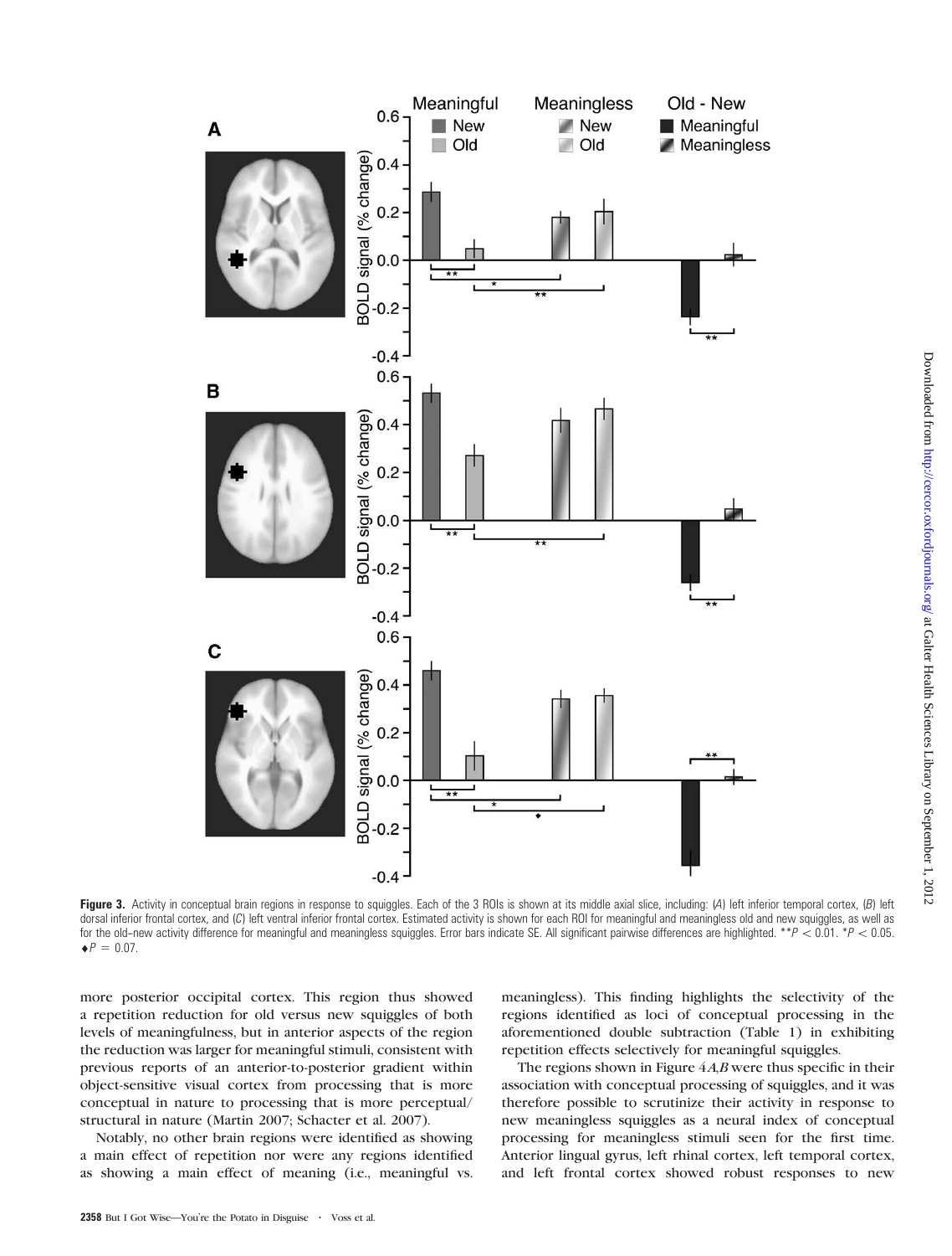**Figure 3.** Activity in conceptual brain regions in response to squiggles. Each of the 3 ROIs is shown at its middle axial slice, including: (*A*) left inferior temporal cortex, (*B*) left dorsal inferior frontal cortex, and (*C*) left ventral inferior frontal cortex. Estimated activity is shown for each ROI for meaningful and meaningless old and new squiggles, as well as for the old–new activity difference for meaningful and meaningless squiggles. Error bars indicate SE. All significant pairwise differences are highlighted. $^{**}P < 0.01$. $^{*}P < 0.05$. ◆$P = 0.07$.

more posterior occipital cortex. This region thus showed a repetition reduction for old versus new squiggles of both levels of meaningfulness, but in anterior aspects of the region the reduction was larger for meaningful stimuli, consistent with previous reports of an anterior-to-posterior gradient within object-sensitive visual cortex from processing that is more conceptual in nature to processing that is more perceptual/structural in nature (Martin 2007; Schacter et al. 2007).

Notably, no other brain regions were identified as showing a main effect of repetition nor were any regions identified as showing a main effect of meaning (i.e., meaningful vs. meaningless). This finding highlights the selectivity of the regions identified as loci of conceptual processing in the aforementioned double subtraction (Table 1) in exhibiting repetition effects selectively for meaningful squiggles.

The regions shown in Figure 4*A*,*B* were thus specific in their association with conceptual processing of squiggles, and it was therefore possible to scrutinize their activity in response to new meaningless squiggles as a neural index of conceptual processing for meaningless stimuli seen for the first time. Anterior lingual gyrus, left rhinal cortex, left temporal cortex, and left frontal cortex showed robust responses to new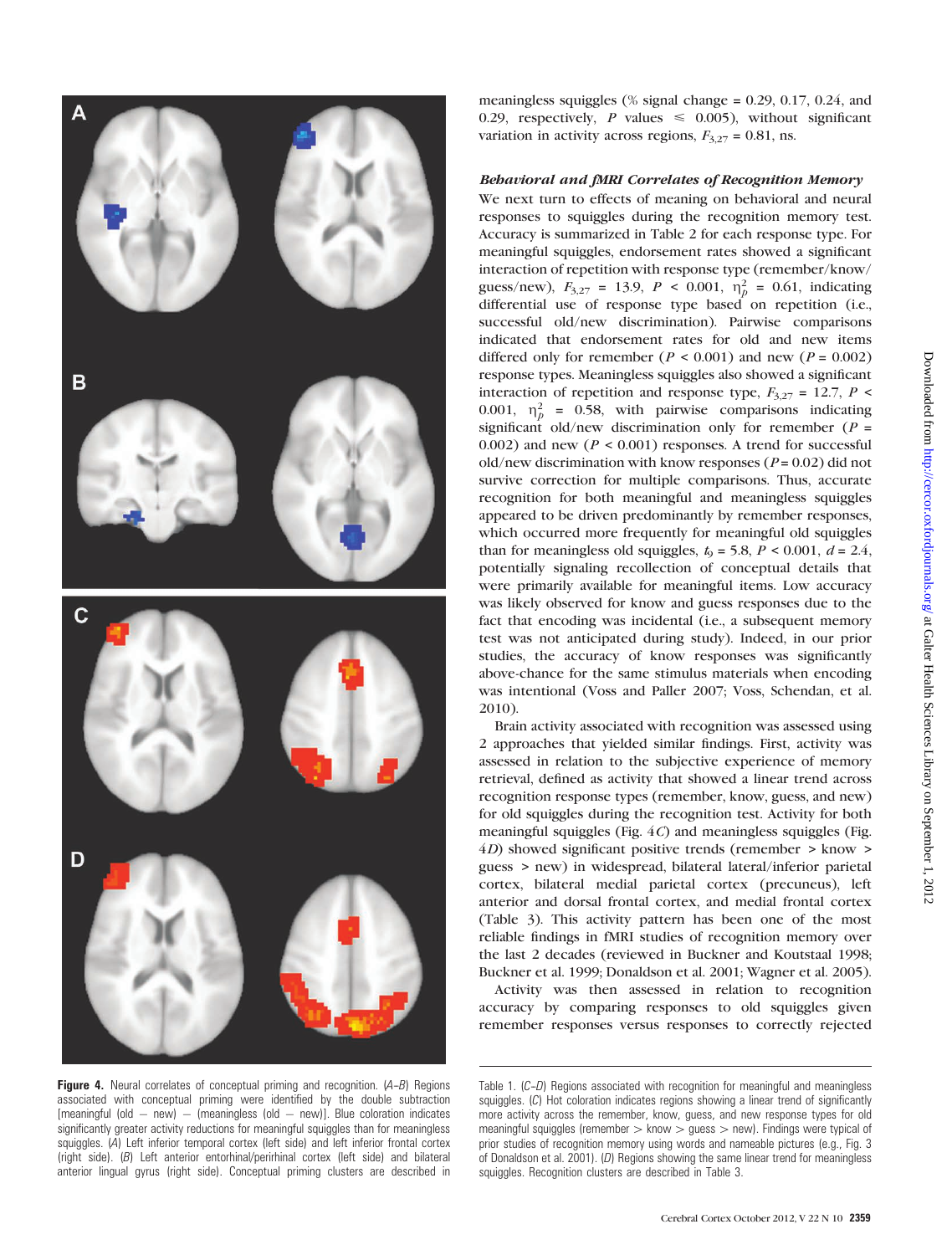meaningless squiggles (% signal change = 0.29, 0.17, 0.24, and 0.29, respectively, $P$ values $\leq$ 0.005), without significant variation in activity across regions, $F_{3,27} = 0.81$, ns.

### *Behavioral and fMRI Correlates of Recognition Memory*

We next turn to effects of meaning on behavioral and neural responses to squiggles during the recognition memory test. Accuracy is summarized in Table 2 for each response type. For meaningful squiggles, endorsement rates showed a significant interaction of repetition with response type (remember/know/guess/new), $F_{3,27} = 13.9$, $P < 0.001$, $\eta_p^2 = 0.61$, indicating differential use of response type based on repetition (i.e., successful old/new discrimination). Pairwise comparisons indicated that endorsement rates for old and new items differed only for remember ($P < 0.001$) and new ($P = 0.002$) response types. Meaningless squiggles also showed a significant interaction of repetition and response type, $F_{3,27} = 12.7$, $P < 0.001$, $\eta_p^2 = 0.58$, with pairwise comparisons indicating significant old/new discrimination only for remember ($P = 0.002$) and new ($P < 0.001$) responses. A trend for successful old/new discrimination with know responses ($P = 0.02$) did not survive correction for multiple comparisons. Thus, accurate recognition for both meaningful and meaningless squiggles appeared to be driven predominantly by remember responses, which occurred more frequently for meaningful old squiggles than for meaningless old squiggles, $t_9 = 5.8$, $P < 0.001$, $d = 2.4$, potentially signaling recollection of conceptual details that were primarily available for meaningful items. Low accuracy was likely observed for know and guess responses due to the fact that encoding was incidental (i.e., a subsequent memory test was not anticipated during study). Indeed, in our prior studies, the accuracy of know responses was significantly above-chance for the same stimulus materials when encoding was intentional (Voss and Paller 2007; Voss, Schendan, et al. 2010).

Brain activity associated with recognition was assessed using 2 approaches that yielded similar findings. First, activity was assessed in relation to the subjective experience of memory retrieval, defined as activity that showed a linear trend across recognition response types (remember, know, guess, and new) for old squiggles during the recognition test. Activity for both meaningful squiggles (Fig. 4*C*) and meaningless squiggles (Fig. 4*D*) showed significant positive trends (remember > know > guess > new) in widespread, bilateral lateral/inferior parietal cortex, bilateral medial parietal cortex (precuneus), left anterior and dorsal frontal cortex, and medial frontal cortex (Table 3). This activity pattern has been one of the most reliable findings in fMRI studies of recognition memory over the last 2 decades (reviewed in Buckner and Koutstaal 1998; Buckner et al. 1999; Donaldson et al. 2001; Wagner et al. 2005).

Activity was then assessed in relation to recognition accuracy by comparing responses to old squiggles given remember responses versus responses to correctly rejected

**Figure 4.** Neural correlates of conceptual priming and recognition. (*A–B*) Regions associated with conceptual priming were identified by the double subtraction [meaningful (old − new) − (meaningless (old − new)]. Blue coloration indicates significantly greater activity reductions for meaningful squiggles than for meaningless squiggles. (*A*) Left inferior temporal cortex (left side) and left inferior frontal cortex (right side). (*B*) Left anterior entorhinal/perirhinal cortex (left side) and bilateral anterior lingual gyrus (right side). Conceptual priming clusters are described in Table 1. (*C–D*) Regions associated with recognition for meaningful and meaningless squiggles. (*C*) Hot coloration indicates regions showing a linear trend of significantly more activity across the remember, know, guess, and new response types for old meaningful squiggles (remember > know > guess > new). Findings were typical of prior studies of recognition memory using words and nameable pictures (e.g., Fig. 3 of Donaldson et al. 2001). (*D*) Regions showing the same linear trend for meaningless squiggles. Recognition clusters are described in Table 3.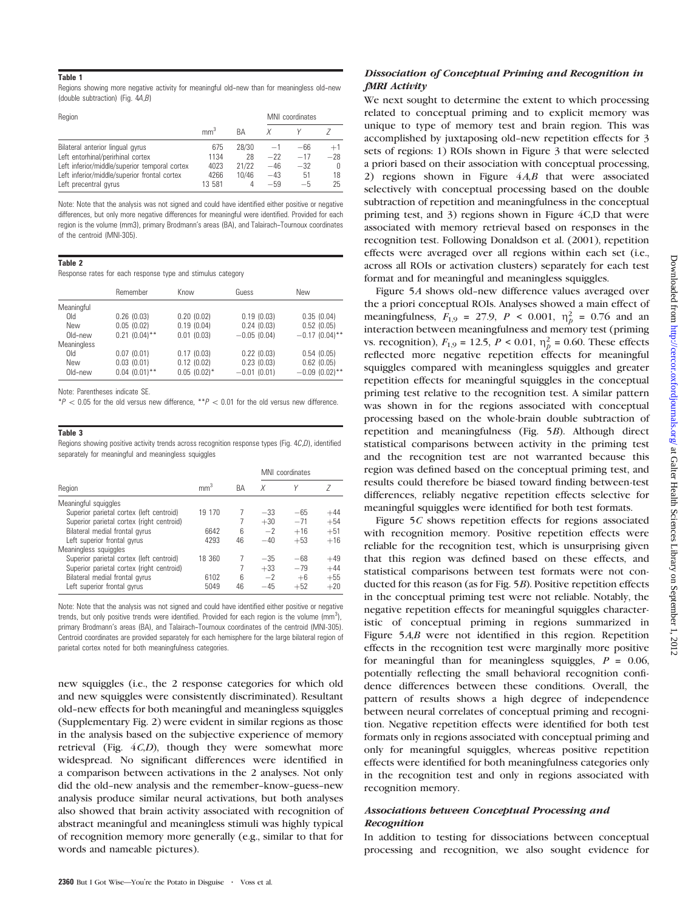**Table 1**

Regions showing more negative activity for meaningful old–new than for meaningless old–new (double subtraction) (Fig. 4A,B)

| Region | | | MNI coordinates | | |
|---|---|---|---|---|---|
| | mm$^3$ | BA | X | Y | Z |
| Bilateral anterior lingual gyrus | 675 | 28/30 | −1 | −66 | +1 |
| Left entorhinal/perirhinal cortex | 1134 | 28 | −22 | −17 | −28 |
| Left inferior/middle/superior temporal cortex | 4023 | 21/22 | −46 | −32 | 0 |
| Left inferior/middle/superior frontal cortex | 4266 | 10/46 | −43 | 51 | 18 |
| Left precentral gyrus | 13 581 | 4 | −59 | −5 | 25 |

Note: Note that the analysis was not signed and could have identified either positive or negative differences, but only more negative differences for meaningful were identified. Provided for each region is the volume (mm3), primary Brodmann's areas (BA), and Talairach–Tournoux coordinates of the centroid (MNI-305).

**Table 2**

Response rates for each response type and stimulus category

| | Remember | Know | Guess | New |
|---|---|---|---|---|
| Meaningful | | | | |
| Old | 0.26 (0.03) | 0.20 (0.02) | 0.19 (0.03) | 0.35 (0.04) |
| New | 0.05 (0.02) | 0.19 (0.04) | 0.24 (0.03) | 0.52 (0.05) |
| Old–new | 0.21 (0.04)** | 0.01 (0.03) | −0.05 (0.04) | −0.17 (0.04)** |
| Meaningless | | | | |
| Old | 0.07 (0.01) | 0.17 (0.03) | 0.22 (0.03) | 0.54 (0.05) |
| New | 0.03 (0.01) | 0.12 (0.02) | 0.23 (0.03) | 0.62 (0.05) |
| Old–new | 0.04 (0.01)** | 0.05 (0.02)* | −0.01 (0.01) | −0.09 (0.02)** |

Note: Parentheses indicate SE.

*$P < 0.05$ for the old versus new difference, **$P < 0.01$ for the old versus new difference.

**Table 3**

Regions showing positive activity trends across recognition response types (Fig. 4C,D), identified separately for meaningful and meaningless squiggles

| Region | | | MNI coordinates | | |
|---|---|---|---|---|---|
| | mm$^3$ | BA | X | Y | Z |
| Meaningful squiggles | | | | | |
| Superior parietal cortex (left centroid) | 19 170 | 7 | −33 | −65 | +44 |
| Superior parietal cortex (right centroid) | | 7 | +30 | −71 | +54 |
| Bilateral medial frontal gyrus | 6642 | 6 | −2 | +16 | +51 |
| Left superior frontal gyrus | 4293 | 46 | −40 | +53 | +16 |
| Meaningless squiggles | | | | | |
| Superior parietal cortex (left centroid) | 18 360 | 7 | −35 | −68 | +49 |
| Superior parietal cortex (right centroid) | | 7 | +33 | −79 | +44 |
| Bilateral medial frontal gyrus | 6102 | 6 | −2 | +6 | +55 |
| Left superior frontal gyrus | 5049 | 46 | −45 | +52 | +20 |

Note: Note that the analysis was not signed and could have identified either positive or negative trends, but only positive trends were identified. Provided for each region is the volume (mm$^3$), primary Brodmann's areas (BA), and Talairach–Tournoux coordinates of the centroid (MNI-305). Centroid coordinates are provided separately for each hemisphere for the large bilateral region of parietal cortex noted for both meaningfulness categories.

new squiggles (i.e., the 2 response categories for which old and new squiggles were consistently discriminated). Resultant old–new effects for both meaningful and meaningless squiggles (Supplementary Fig. 2) were evident in similar regions as those in the analysis based on the subjective experience of memory retrieval (Fig. 4C,D), though they were somewhat more widespread. No significant differences were identified in a comparison between activations in the 2 analyses. Not only did the old–new analysis and the remember–know–guess–new analysis produce similar neural activations, but both analyses also showed that brain activity associated with recognition of abstract meaningful and meaningless stimuli was highly typical of recognition memory more generally (e.g., similar to that for words and nameable pictures).

### *Dissociation of Conceptual Priming and Recognition in fMRI Activity*

We next sought to determine the extent to which processing related to conceptual priming and to explicit memory was unique to type of memory test and brain region. This was accomplished by juxtaposing old–new repetition effects for 3 sets of regions: 1) ROIs shown in Figure 3 that were selected a priori based on their association with conceptual processing, 2) regions shown in Figure 4A,B that were associated selectively with conceptual processing based on the double subtraction of repetition and meaningfulness in the conceptual priming test, and 3) regions shown in Figure 4C,D that were associated with memory retrieval based on responses in the recognition test. Following Donaldson et al. (2001), repetition effects were averaged over all regions within each set (i.e., across all ROIs or activation clusters) separately for each test format and for meaningful and meaningless squiggles.

Figure 5A shows old–new difference values averaged over the a priori conceptual ROIs. Analyses showed a main effect of meaningfulness, $F_{1,9} = 27.9$, $P < 0.001$, $\eta_p^2 = 0.76$ and an interaction between meaningfulness and memory test (priming vs. recognition), $F_{1,9} = 12.5$, $P < 0.01$, $\eta_p^2 = 0.60$. These effects reflected more negative repetition effects for meaningful squiggles compared with meaningless squiggles and greater repetition effects for meaningful squiggles in the conceptual priming test relative to the recognition test. A similar pattern was shown in for the regions associated with conceptual processing based on the whole-brain double subtraction of repetition and meaningfulness (Fig. 5B). Although direct statistical comparisons between activity in the priming test and the recognition test are not warranted because this region was defined based on the conceptual priming test, and results could therefore be biased toward finding between-test differences, reliably negative repetition effects selective for meaningful squiggles were identified for both test formats.

Figure 5C shows repetition effects for regions associated with recognition memory. Positive repetition effects were reliable for the recognition test, which is unsurprising given that this region was defined based on these effects, and statistical comparisons between test formats were not conducted for this reason (as for Fig. 5B). Positive repetition effects in the conceptual priming test were not reliable. Notably, the negative repetition effects for meaningful squiggles characteristic of conceptual priming in regions summarized in Figure 5A,B were not identified in this region. Repetition effects in the recognition test were marginally more positive for meaningful than for meaningless squiggles, $P = 0.06$, potentially reflecting the small behavioral recognition confidence differences between these conditions. Overall, the pattern of results shows a high degree of independence between neural correlates of conceptual priming and recognition. Negative repetition effects were identified for both test formats only in regions associated with conceptual priming and only for meaningful squiggles, whereas positive repetition effects were identified for both meaningfulness categories only in the recognition test and only in regions associated with recognition memory.

### *Associations between Conceptual Processing and Recognition*

In addition to testing for dissociations between conceptual processing and recognition, we also sought evidence for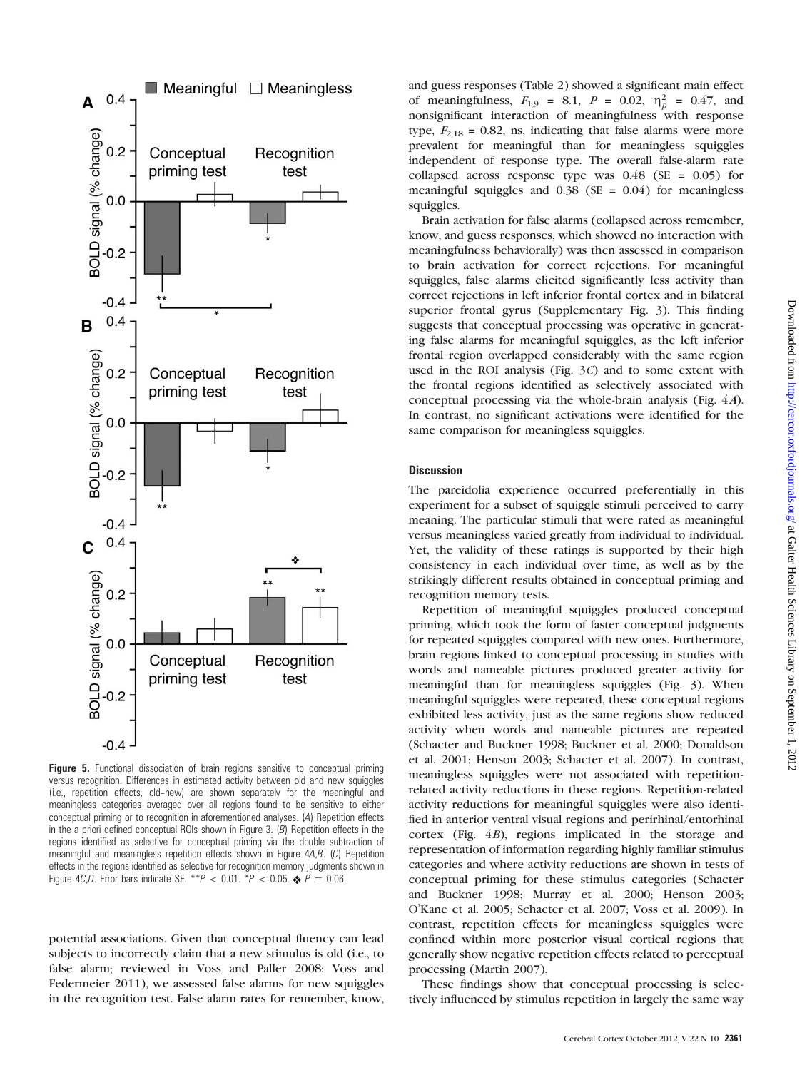**Figure 5.** Functional dissociation of brain regions sensitive to conceptual priming versus recognition. Differences in estimated activity between old and new squiggles (i.e., repetition effects, old–new) are shown separately for the meaningful and meaningless categories averaged over all regions found to be sensitive to either conceptual priming or to recognition in aforementioned analyses. (*A*) Repetition effects in the a priori defined conceptual ROIs shown in Figure 3. (*B*) Repetition effects in the regions identified as selective for conceptual priming via the double subtraction of meaningful and meaningless repetition effects shown in Figure 4*A*,*B*. (*C*) Repetition effects in the regions identified as selective for recognition memory judgments shown in Figure 4*C*,*D*. Error bars indicate SE. $^{**}P < 0.01$. $^{*}P < 0.05$. ❖ $P = 0.06$.

potential associations. Given that conceptual fluency can lead subjects to incorrectly claim that a new stimulus is old (i.e., to false alarm; reviewed in Voss and Paller 2008; Voss and Federmeier 2011), we assessed false alarms for new squiggles in the recognition test. False alarm rates for remember, know, and guess responses (Table 2) showed a significant main effect of meaningfulness, $F_{1,9} = 8.1$, $P = 0.02$, $\eta_p^2 = 0.47$, and nonsignificant interaction of meaningfulness with response type, $F_{2,18} = 0.82$, ns, indicating that false alarms were more prevalent for meaningful than for meaningless squiggles independent of response type. The overall false-alarm rate collapsed across response type was 0.48 (SE = 0.05) for meaningful squiggles and 0.38 (SE = 0.04) for meaningless squiggles.

Brain activation for false alarms (collapsed across remember, know, and guess responses, which showed no interaction with meaningfulness behaviorally) was then assessed in comparison to brain activation for correct rejections. For meaningful squiggles, false alarms elicited significantly less activity than correct rejections in left inferior frontal cortex and in bilateral superior frontal gyrus (Supplementary Fig. 3). This finding suggests that conceptual processing was operative in generating false alarms for meaningful squiggles, as the left inferior frontal region overlapped considerably with the same region used in the ROI analysis (Fig. 3*C*) and to some extent with the frontal regions identified as selectively associated with conceptual processing via the whole-brain analysis (Fig. 4*A*). In contrast, no significant activations were identified for the same comparison for meaningless squiggles.

## Discussion

The pareidolia experience occurred preferentially in this experiment for a subset of squiggle stimuli perceived to carry meaning. The particular stimuli that were rated as meaningful versus meaningless varied greatly from individual to individual. Yet, the validity of these ratings is supported by their high consistency in each individual over time, as well as by the strikingly different results obtained in conceptual priming and recognition memory tests.

Repetition of meaningful squiggles produced conceptual priming, which took the form of faster conceptual judgments for repeated squiggles compared with new ones. Furthermore, brain regions linked to conceptual processing in studies with words and nameable pictures produced greater activity for meaningful than for meaningless squiggles (Fig. 3). When meaningful squiggles were repeated, these conceptual regions exhibited less activity, just as the same regions show reduced activity when words and nameable pictures are repeated (Schacter and Buckner 1998; Buckner et al. 2000; Donaldson et al. 2001; Henson 2003; Schacter et al. 2007). In contrast, meaningless squiggles were not associated with repetition-related activity reductions in these regions. Repetition-related activity reductions for meaningful squiggles were also identified in anterior ventral visual regions and perirhinal/entorhinal cortex (Fig. 4*B*), regions implicated in the storage and representation of information regarding highly familiar stimulus categories and where activity reductions are shown in tests of conceptual priming for these stimulus categories (Schacter and Buckner 1998; Murray et al. 2000; Henson 2003; O'Kane et al. 2005; Schacter et al. 2007; Voss et al. 2009). In contrast, repetition effects for meaningless squiggles were confined within more posterior visual cortical regions that generally show negative repetition effects related to perceptual processing (Martin 2007).

These findings show that conceptual processing is selectively influenced by stimulus repetition in largely the same way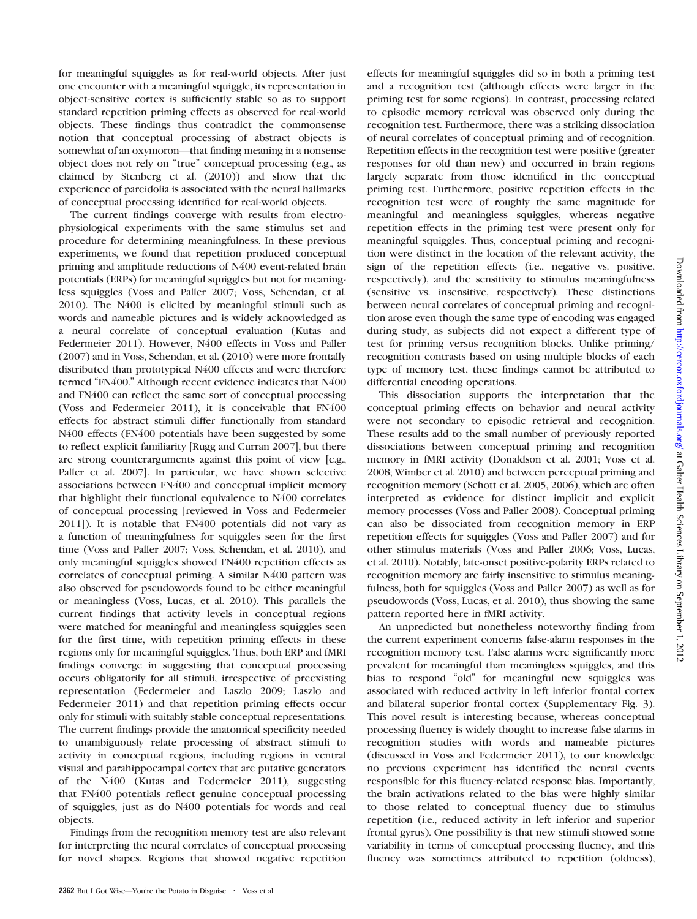for meaningful squiggles as for real-world objects. After just one encounter with a meaningful squiggle, its representation in object-sensitive cortex is sufficiently stable so as to support standard repetition priming effects as observed for real-world objects. These findings thus contradict the commonsense notion that conceptual processing of abstract objects is somewhat of an oxymoron—that finding meaning in a nonsense object does not rely on "true" conceptual processing (e.g., as claimed by Stenberg et al. (2010)) and show that the experience of pareidolia is associated with the neural hallmarks of conceptual processing identified for real-world objects.

The current findings converge with results from electrophysiological experiments with the same stimulus set and procedure for determining meaningfulness. In these previous experiments, we found that repetition produced conceptual priming and amplitude reductions of N400 event-related brain potentials (ERPs) for meaningful squiggles but not for meaningless squiggles (Voss and Paller 2007; Voss, Schendan, et al. 2010). The N400 is elicited by meaningful stimuli such as words and nameable pictures and is widely acknowledged as a neural correlate of conceptual evaluation (Kutas and Federmeier 2011). However, N400 effects in Voss and Paller (2007) and in Voss, Schendan, et al. (2010) were more frontally distributed than prototypical N400 effects and were therefore termed "FN400." Although recent evidence indicates that N400 and FN400 can reflect the same sort of conceptual processing (Voss and Federmeier 2011), it is conceivable that FN400 effects for abstract stimuli differ functionally from standard N400 effects (FN400 potentials have been suggested by some to reflect explicit familiarity [Rugg and Curran 2007], but there are strong counterarguments against this point of view [e.g., Paller et al. 2007]. In particular, we have shown selective associations between FN400 and conceptual implicit memory that highlight their functional equivalence to N400 correlates of conceptual processing [reviewed in Voss and Federmeier 2011]). It is notable that FN400 potentials did not vary as a function of meaningfulness for squiggles seen for the first time (Voss and Paller 2007; Voss, Schendan, et al. 2010), and only meaningful squiggles showed FN400 repetition effects as correlates of conceptual priming. A similar N400 pattern was also observed for pseudowords found to be either meaningful or meaningless (Voss, Lucas, et al. 2010). This parallels the current findings that activity levels in conceptual regions were matched for meaningful and meaningless squiggles seen for the first time, with repetition priming effects in these regions only for meaningful squiggles. Thus, both ERP and fMRI findings converge in suggesting that conceptual processing occurs obligatorily for all stimuli, irrespective of preexisting representation (Federmeier and Laszlo 2009; Laszlo and Federmeier 2011) and that repetition priming effects occur only for stimuli with suitably stable conceptual representations. The current findings provide the anatomical specificity needed to unambiguously relate processing of abstract stimuli to activity in conceptual regions, including regions in ventral visual and parahippocampal cortex that are putative generators of the N400 (Kutas and Federmeier 2011), suggesting that FN400 potentials reflect genuine conceptual processing of squiggles, just as do N400 potentials for words and real objects.

Findings from the recognition memory test are also relevant for interpreting the neural correlates of conceptual processing for novel shapes. Regions that showed negative repetition effects for meaningful squiggles did so in both a priming test and a recognition test (although effects were larger in the priming test for some regions). In contrast, processing related to episodic memory retrieval was observed only during the recognition test. Furthermore, there was a striking dissociation of neural correlates of conceptual priming and of recognition. Repetition effects in the recognition test were positive (greater responses for old than new) and occurred in brain regions largely separate from those identified in the conceptual priming test. Furthermore, positive repetition effects in the recognition test were of roughly the same magnitude for meaningful and meaningless squiggles, whereas negative repetition effects in the priming test were present only for meaningful squiggles. Thus, conceptual priming and recognition were distinct in the location of the relevant activity, the sign of the repetition effects (i.e., negative vs. positive, respectively), and the sensitivity to stimulus meaningfulness (sensitive vs. insensitive, respectively). These distinctions between neural correlates of conceptual priming and recognition arose even though the same type of encoding was engaged during study, as subjects did not expect a different type of test for priming versus recognition blocks. Unlike priming/recognition contrasts based on using multiple blocks of each type of memory test, these findings cannot be attributed to differential encoding operations.

This dissociation supports the interpretation that the conceptual priming effects on behavior and neural activity were not secondary to episodic retrieval and recognition. These results add to the small number of previously reported dissociations between conceptual priming and recognition memory in fMRI activity (Donaldson et al. 2001; Voss et al. 2008; Wimber et al. 2010) and between perceptual priming and recognition memory (Schott et al. 2005, 2006), which are often interpreted as evidence for distinct implicit and explicit memory processes (Voss and Paller 2008). Conceptual priming can also be dissociated from recognition memory in ERP repetition effects for squiggles (Voss and Paller 2007) and for other stimulus materials (Voss and Paller 2006; Voss, Lucas, et al. 2010). Notably, late-onset positive-polarity ERPs related to recognition memory are fairly insensitive to stimulus meaningfulness, both for squiggles (Voss and Paller 2007) as well as for pseudowords (Voss, Lucas, et al. 2010), thus showing the same pattern reported here in fMRI activity.

An unpredicted but nonetheless noteworthy finding from the current experiment concerns false-alarm responses in the recognition memory test. False alarms were significantly more prevalent for meaningful than meaningless squiggles, and this bias to respond "old" for meaningful new squiggles was associated with reduced activity in left inferior frontal cortex and bilateral superior frontal cortex (Supplementary Fig. 3). This novel result is interesting because, whereas conceptual processing fluency is widely thought to increase false alarms in recognition studies with words and nameable pictures (discussed in Voss and Federmeier 2011), to our knowledge no previous experiment has identified the neural events responsible for this fluency-related response bias. Importantly, the brain activations related to the bias were highly similar to those related to conceptual fluency due to stimulus repetition (i.e., reduced activity in left inferior and superior frontal gyrus). One possibility is that new stimuli showed some variability in terms of conceptual processing fluency, and this fluency was sometimes attributed to repetition (oldness),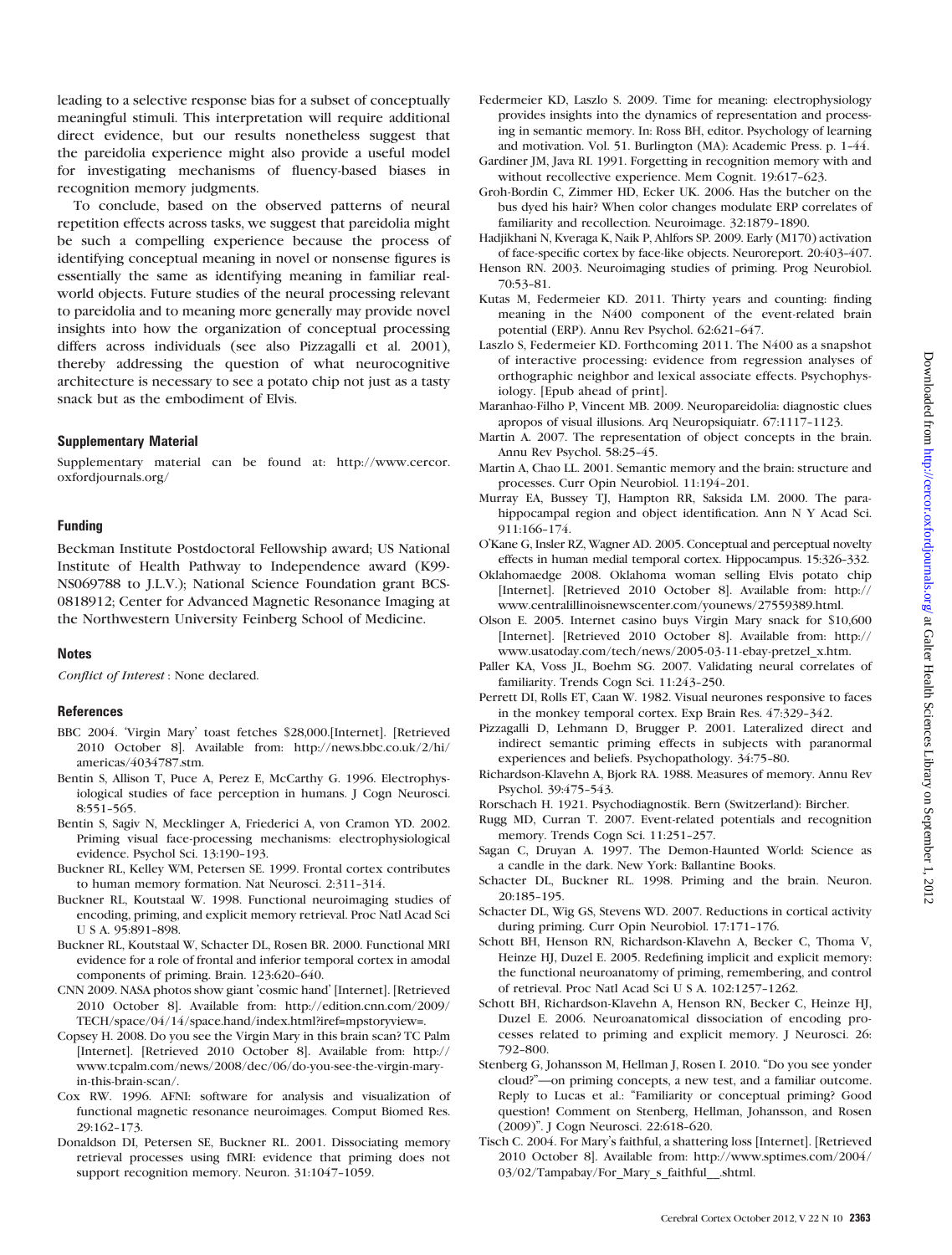leading to a selective response bias for a subset of conceptually meaningful stimuli. This interpretation will require additional direct evidence, but our results nonetheless suggest that the pareidolia experience might also provide a useful model for investigating mechanisms of fluency-based biases in recognition memory judgments.

To conclude, based on the observed patterns of neural repetition effects across tasks, we suggest that pareidolia might be such a compelling experience because the process of identifying conceptual meaning in novel or nonsense figures is essentially the same as identifying meaning in familiar real-world objects. Future studies of the neural processing relevant to pareidolia and to meaning more generally may provide novel insights into how the organization of conceptual processing differs across individuals (see also Pizzagalli et al. 2001), thereby addressing the question of what neurocognitive architecture is necessary to see a potato chip not just as a tasty snack but as the embodiment of Elvis.

## Supplementary Material

Supplementary material can be found at: http://www.cercor.oxfordjournals.org/

## Funding

Beckman Institute Postdoctoral Fellowship award; US National Institute of Health Pathway to Independence award (K99-NS069788 to J.L.V.); National Science Foundation grant BCS-0818912; Center for Advanced Magnetic Resonance Imaging at the Northwestern University Feinberg School of Medicine.

## Notes

*Conflict of Interest* : None declared.

## References

BBC 2004. 'Virgin Mary' toast fetches $28,000.[Internet]. [Retrieved 2010 October 8]. Available from: http://news.bbc.co.uk/2/hi/americas/4034787.stm.

Bentin S, Allison T, Puce A, Perez E, McCarthy G. 1996. Electrophysiological studies of face perception in humans. J Cogn Neurosci. 8:551–565.

Bentin S, Sagiv N, Mecklinger A, Friederici A, von Cramon YD. 2002. Priming visual face-processing mechanisms: electrophysiological evidence. Psychol Sci. 13:190–193.

Buckner RL, Kelley WM, Petersen SE. 1999. Frontal cortex contributes to human memory formation. Nat Neurosci. 2:311–314.

Buckner RL, Koutstaal W. 1998. Functional neuroimaging studies of encoding, priming, and explicit memory retrieval. Proc Natl Acad Sci U S A. 95:891–898.

Buckner RL, Koutstaal W, Schacter DL, Rosen BR. 2000. Functional MRI evidence for a role of frontal and inferior temporal cortex in amodal components of priming. Brain. 123:620–640.

CNN 2009. NASA photos show giant 'cosmic hand' [Internet]. [Retrieved 2010 October 8]. Available from: http://edition.cnn.com/2009/TECH/space/04/14/space.hand/index.html?iref=mpstoryview=.

Copsey H. 2008. Do you see the Virgin Mary in this brain scan? TC Palm [Internet]. [Retrieved 2010 October 8]. Available from: http://www.tcpalm.com/news/2008/dec/06/do-you-see-the-virgin-mary-in-this-brain-scan/.

Cox RW. 1996. AFNI: software for analysis and visualization of functional magnetic resonance neuroimages. Comput Biomed Res. 29:162–173.

Donaldson DI, Petersen SE, Buckner RL. 2001. Dissociating memory retrieval processes using fMRI: evidence that priming does not support recognition memory. Neuron. 31:1047–1059.

Federmeier KD, Laszlo S. 2009. Time for meaning: electrophysiology provides insights into the dynamics of representation and processing in semantic memory. In: Ross BH, editor. Psychology of learning and motivation. Vol. 51. Burlington (MA): Academic Press. p. 1–44.

Gardiner JM, Java RI. 1991. Forgetting in recognition memory with and without recollective experience. Mem Cognit. 19:617–623.

Groh-Bordin C, Zimmer HD, Ecker UK. 2006. Has the butcher on the bus dyed his hair? When color changes modulate ERP correlates of familiarity and recollection. Neuroimage. 32:1879–1890.

Hadjikhani N, Kveraga K, Naik P, Ahlfors SP. 2009. Early (M170) activation of face-specific cortex by face-like objects. Neuroreport. 20:403–407.

Henson RN. 2003. Neuroimaging studies of priming. Prog Neurobiol. 70:53–81.

Kutas M, Federmeier KD. 2011. Thirty years and counting: finding meaning in the N400 component of the event-related brain potential (ERP). Annu Rev Psychol. 62:621–647.

Laszlo S, Federmeier KD. Forthcoming 2011. The N400 as a snapshot of interactive processing: evidence from regression analyses of orthographic neighbor and lexical associate effects. Psychophysiology. [Epub ahead of print].

Maranhao-Filho P, Vincent MB. 2009. Neuropareidolia: diagnostic clues apropos of visual illusions. Arq Neuropsiquiatr. 67:1117–1123.

Martin A. 2007. The representation of object concepts in the brain. Annu Rev Psychol. 58:25–45.

Martin A, Chao LL. 2001. Semantic memory and the brain: structure and processes. Curr Opin Neurobiol. 11:194–201.

Murray EA, Bussey TJ, Hampton RR, Saksida LM. 2000. The parahippocampal region and object identification. Ann N Y Acad Sci. 911:166–174.

O'Kane G, Insler RZ, Wagner AD. 2005. Conceptual and perceptual novelty effects in human medial temporal cortex. Hippocampus. 15:326–332.

Oklahomaedge 2008. Oklahoma woman selling Elvis potato chip [Internet]. [Retrieved 2010 October 8]. Available from: http://www.centralillinoisnewscenter.com/younews/27559389.html.

Olson E. 2005. Internet casino buys Virgin Mary snack for $10,600 [Internet]. [Retrieved 2010 October 8]. Available from: http://www.usatoday.com/tech/news/2005-03-11-ebay-pretzel_x.htm.

Paller KA, Voss JL, Boehm SG. 2007. Validating neural correlates of familiarity. Trends Cogn Sci. 11:243–250.

Perrett DI, Rolls ET, Caan W. 1982. Visual neurones responsive to faces in the monkey temporal cortex. Exp Brain Res. 47:329–342.

Pizzagalli D, Lehmann D, Brugger P. 2001. Lateralized direct and indirect semantic priming effects in subjects with paranormal experiences and beliefs. Psychopathology. 34:75–80.

Richardson-Klavehn A, Bjork RA. 1988. Measures of memory. Annu Rev Psychol. 39:475–543.

Rorschach H. 1921. Psychodiagnostik. Bern (Switzerland): Bircher.

Rugg MD, Curran T. 2007. Event-related potentials and recognition memory. Trends Cogn Sci. 11:251–257.

Sagan C, Druyan A. 1997. The Demon-Haunted World: Science as a candle in the dark. New York: Ballantine Books.

Schacter DL, Buckner RL. 1998. Priming and the brain. Neuron. 20:185–195.

Schacter DL, Wig GS, Stevens WD. 2007. Reductions in cortical activity during priming. Curr Opin Neurobiol. 17:171–176.

Schott BH, Henson RN, Richardson-Klavehn A, Becker C, Thoma V, Heinze HJ, Duzel E. 2005. Redefining implicit and explicit memory: the functional neuroanatomy of priming, remembering, and control of retrieval. Proc Natl Acad Sci U S A. 102:1257–1262.

Schott BH, Richardson-Klavehn A, Henson RN, Becker C, Heinze HJ, Duzel E. 2006. Neuroanatomical dissociation of encoding processes related to priming and explicit memory. J Neurosci. 26: 792–800.

Stenberg G, Johansson M, Hellman J, Rosen I. 2010. "Do you see yonder cloud?"—on priming concepts, a new test, and a familiar outcome. Reply to Lucas et al.: "Familiarity or conceptual priming? Good question! Comment on Stenberg, Hellman, Johansson, and Rosen (2009)". J Cogn Neurosci. 22:618–620.

Tisch C. 2004. For Mary's faithful, a shattering loss [Internet]. [Retrieved 2010 October 8]. Available from: http://www.sptimes.com/2004/03/02/Tampabay/For_Mary_s_faithful__.shtml.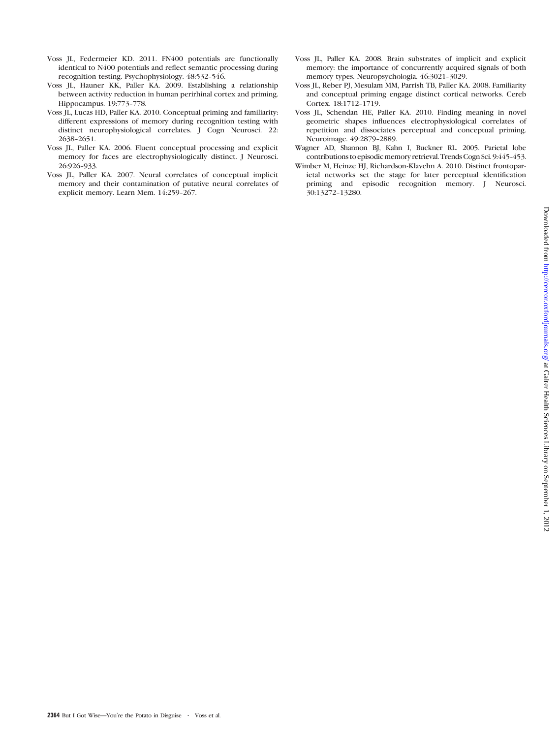Voss JL, Federmeier KD. 2011. FN400 potentials are functionally identical to N400 potentials and reflect semantic processing during recognition testing. Psychophysiology. 48:532–546.

Voss JL, Hauner KK, Paller KA. 2009. Establishing a relationship between activity reduction in human perirhinal cortex and priming. Hippocampus. 19:773–778.

Voss JL, Lucas HD, Paller KA. 2010. Conceptual priming and familiarity: different expressions of memory during recognition testing with distinct neurophysiological correlates. J Cogn Neurosci. 22: 2638–2651.

Voss JL, Paller KA. 2006. Fluent conceptual processing and explicit memory for faces are electrophysiologically distinct. J Neurosci. 26:926–933.

Voss JL, Paller KA. 2007. Neural correlates of conceptual implicit memory and their contamination of putative neural correlates of explicit memory. Learn Mem. 14:259–267.

Voss JL, Paller KA. 2008. Brain substrates of implicit and explicit memory: the importance of concurrently acquired signals of both memory types. Neuropsychologia. 46:3021–3029.

Voss JL, Reber PJ, Mesulam MM, Parrish TB, Paller KA. 2008. Familiarity and conceptual priming engage distinct cortical networks. Cereb Cortex. 18:1712–1719.

Voss JL, Schendan HE, Paller KA. 2010. Finding meaning in novel geometric shapes influences electrophysiological correlates of repetition and dissociates perceptual and conceptual priming. Neuroimage. 49:2879–2889.

Wagner AD, Shannon BJ, Kahn I, Buckner RL. 2005. Parietal lobe contributions to episodic memory retrieval. Trends Cogn Sci. 9:445–453.

Wimber M, Heinze HJ, Richardson-Klavehn A. 2010. Distinct frontoparietal networks set the stage for later perceptual identification priming and episodic recognition memory. J Neurosci. 30:13272–13280.